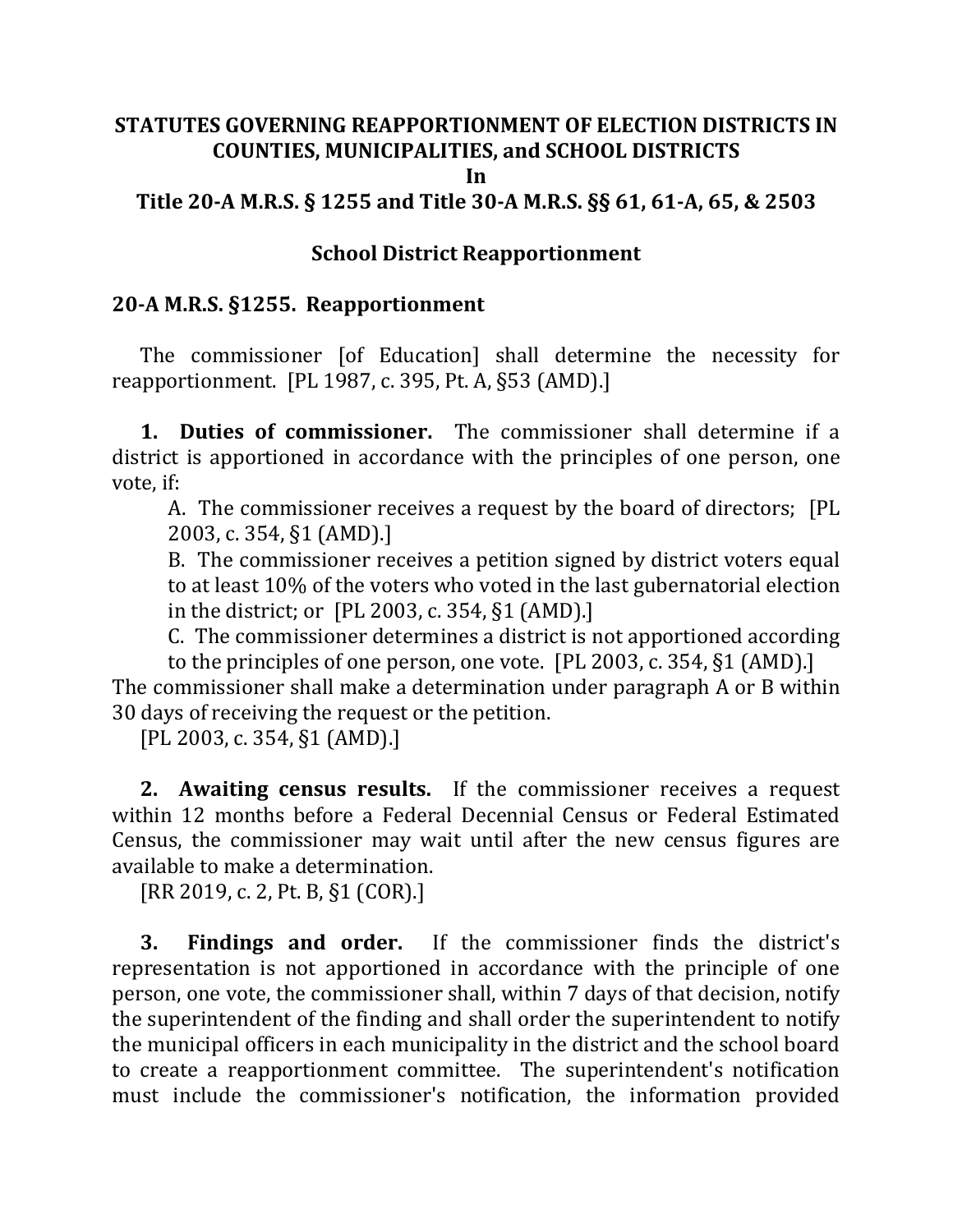# STATUTES GOVERNING REAPPORTIONMENT OF ELECTION DISTRICTS IN COUNTIES, MUNICIPALITIES, and SCHOOL DISTRICTS
# In
# Title 20-A M.R.S. § 1255 and Title 30-A M.R.S. §§ 61, 61-A, 65, & 2503

## School District Reapportionment

### 20-A M.R.S. §1255. Reapportionment

The commissioner [of Education] shall determine the necessity for reapportionment. [PL 1987, c. 395, Pt. A, §53 (AMD).]

**1. Duties of commissioner.** The commissioner shall determine if a district is apportioned in accordance with the principles of one person, one vote, if:

A. The commissioner receives a request by the board of directors; [PL 2003, c. 354, §1 (AMD).]

B. The commissioner receives a petition signed by district voters equal to at least 10% of the voters who voted in the last gubernatorial election in the district; or [PL 2003, c. 354, §1 (AMD).]

C. The commissioner determines a district is not apportioned according to the principles of one person, one vote. [PL 2003, c. 354, §1 (AMD).]

The commissioner shall make a determination under paragraph A or B within 30 days of receiving the request or the petition.

[PL 2003, c. 354, §1 (AMD).]

**2. Awaiting census results.** If the commissioner receives a request within 12 months before a Federal Decennial Census or Federal Estimated Census, the commissioner may wait until after the new census figures are available to make a determination.

[RR 2019, c. 2, Pt. B, §1 (COR).]

**3. Findings and order.** If the commissioner finds the district's representation is not apportioned in accordance with the principle of one person, one vote, the commissioner shall, within 7 days of that decision, notify the superintendent of the finding and shall order the superintendent to notify the municipal officers in each municipality in the district and the school board to create a reapportionment committee. The superintendent's notification must include the commissioner's notification, the information provided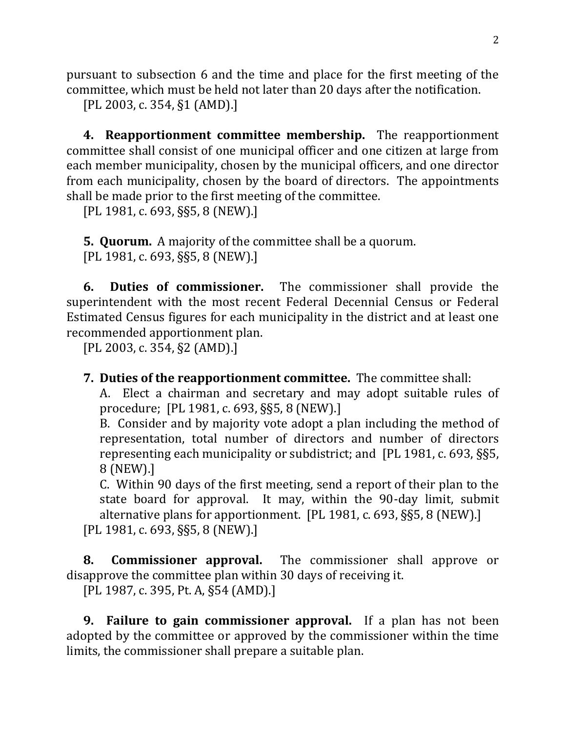pursuant to subsection 6 and the time and place for the first meeting of the committee, which must be held not later than 20 days after the notification.

[PL 2003, c. 354, §1 (AMD).]

**4. Reapportionment committee membership.** The reapportionment committee shall consist of one municipal officer and one citizen at large from each member municipality, chosen by the municipal officers, and one director from each municipality, chosen by the board of directors. The appointments shall be made prior to the first meeting of the committee.

[PL 1981, c. 693, §§5, 8 (NEW).]

**5. Quorum.** A majority of the committee shall be a quorum.

[PL 1981, c. 693, §§5, 8 (NEW).]

**6. Duties of commissioner.** The commissioner shall provide the superintendent with the most recent Federal Decennial Census or Federal Estimated Census figures for each municipality in the district and at least one recommended apportionment plan.

[PL 2003, c. 354, §2 (AMD).]

**7. Duties of the reapportionment committee.** The committee shall:

A. Elect a chairman and secretary and may adopt suitable rules of procedure; [PL 1981, c. 693, §§5, 8 (NEW).]

B. Consider and by majority vote adopt a plan including the method of representation, total number of directors and number of directors representing each municipality or subdistrict; and [PL 1981, c. 693, §§5, 8 (NEW).]

C. Within 90 days of the first meeting, send a report of their plan to the state board for approval. It may, within the 90-day limit, submit alternative plans for apportionment. [PL 1981, c. 693, §§5, 8 (NEW).]

[PL 1981, c. 693, §§5, 8 (NEW).]

**8. Commissioner approval.** The commissioner shall approve or disapprove the committee plan within 30 days of receiving it.

[PL 1987, c. 395, Pt. A, §54 (AMD).]

**9. Failure to gain commissioner approval.** If a plan has not been adopted by the committee or approved by the commissioner within the time limits, the commissioner shall prepare a suitable plan.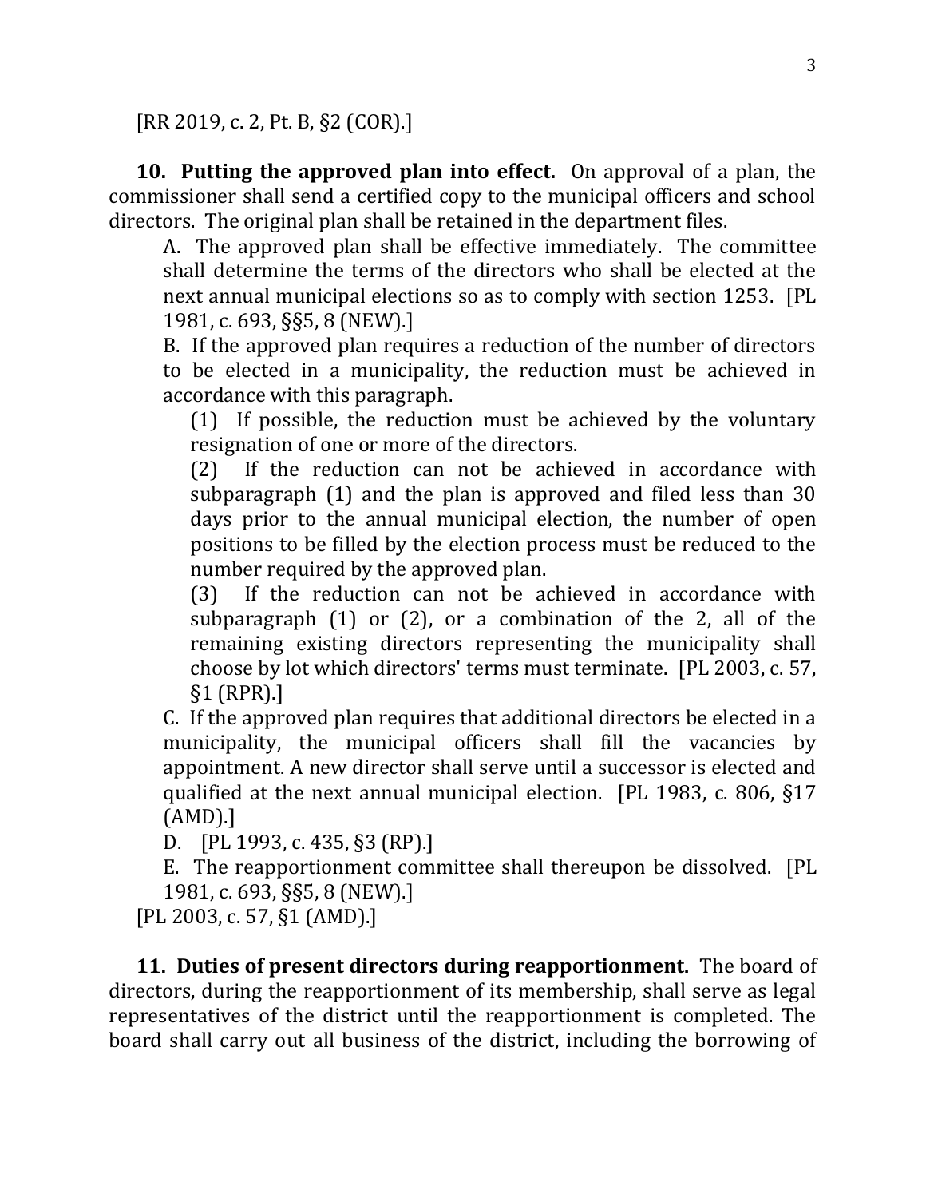[RR 2019, c. 2, Pt. B, §2 (COR).]

**10. Putting the approved plan into effect.** On approval of a plan, the commissioner shall send a certified copy to the municipal officers and school directors. The original plan shall be retained in the department files.

A. The approved plan shall be effective immediately. The committee shall determine the terms of the directors who shall be elected at the next annual municipal elections so as to comply with section 1253. [PL 1981, c. 693, §§5, 8 (NEW).]

B. If the approved plan requires a reduction of the number of directors to be elected in a municipality, the reduction must be achieved in accordance with this paragraph.

(1) If possible, the reduction must be achieved by the voluntary resignation of one or more of the directors.

(2) If the reduction can not be achieved in accordance with subparagraph (1) and the plan is approved and filed less than 30 days prior to the annual municipal election, the number of open positions to be filled by the election process must be reduced to the number required by the approved plan.

(3) If the reduction can not be achieved in accordance with subparagraph (1) or (2), or a combination of the 2, all of the remaining existing directors representing the municipality shall choose by lot which directors' terms must terminate. [PL 2003, c. 57, §1 (RPR).]

C. If the approved plan requires that additional directors be elected in a municipality, the municipal officers shall fill the vacancies by appointment. A new director shall serve until a successor is elected and qualified at the next annual municipal election. [PL 1983, c. 806, §17 (AMD).]

D. [PL 1993, c. 435, §3 (RP).]

E. The reapportionment committee shall thereupon be dissolved. [PL 1981, c. 693, §§5, 8 (NEW).]

[PL 2003, c. 57, §1 (AMD).]

**11. Duties of present directors during reapportionment.** The board of directors, during the reapportionment of its membership, shall serve as legal representatives of the district until the reapportionment is completed. The board shall carry out all business of the district, including the borrowing of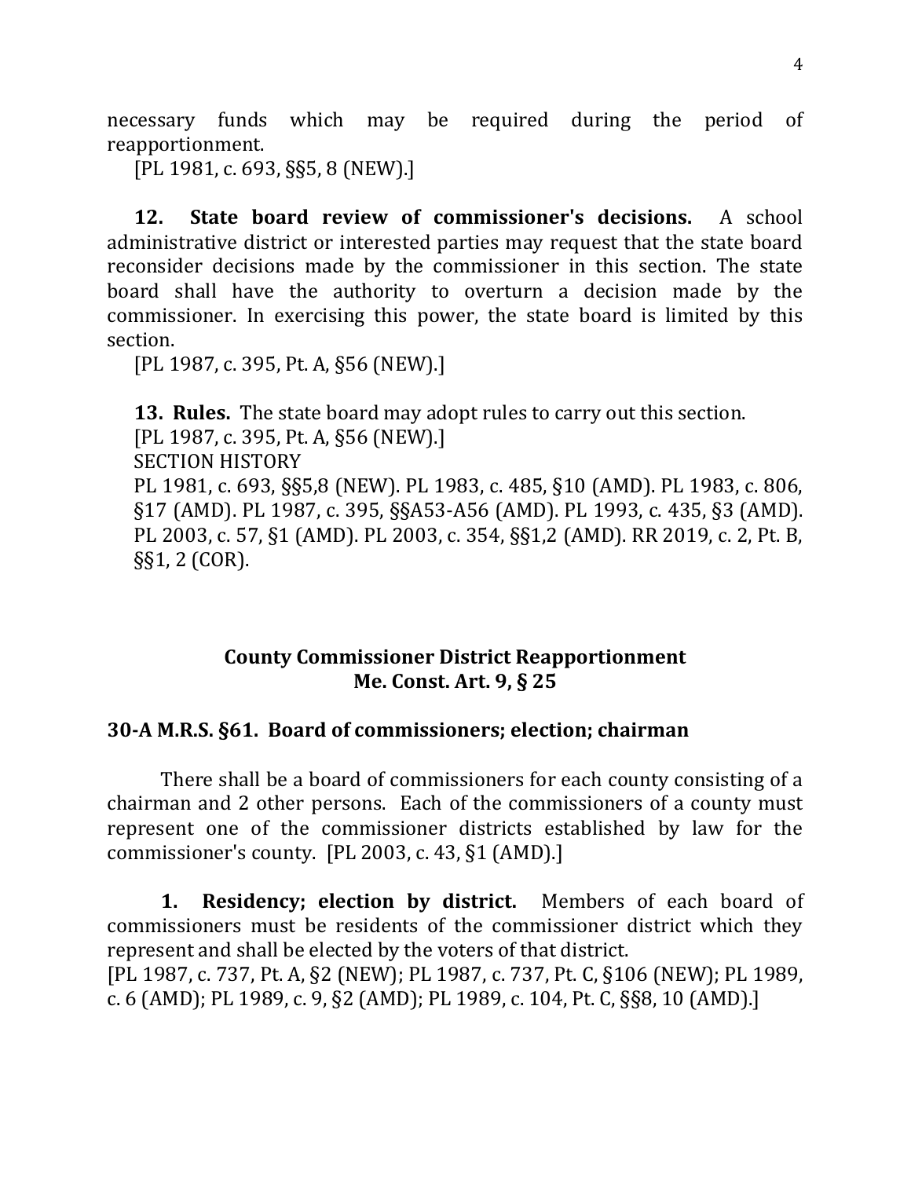necessary funds which may be required during the period of reapportionment.

[PL 1981, c. 693, §§5, 8 (NEW).]

**12. State board review of commissioner's decisions.** A school administrative district or interested parties may request that the state board reconsider decisions made by the commissioner in this section. The state board shall have the authority to overturn a decision made by the commissioner. In exercising this power, the state board is limited by this section.

[PL 1987, c. 395, Pt. A, §56 (NEW).]

**13. Rules.** The state board may adopt rules to carry out this section.

[PL 1987, c. 395, Pt. A, §56 (NEW).]

SECTION HISTORY

PL 1981, c. 693, §§5,8 (NEW). PL 1983, c. 485, §10 (AMD). PL 1983, c. 806, §17 (AMD). PL 1987, c. 395, §§A53-A56 (AMD). PL 1993, c. 435, §3 (AMD). PL 2003, c. 57, §1 (AMD). PL 2003, c. 354, §§1,2 (AMD). RR 2019, c. 2, Pt. B, §§1, 2 (COR).

## County Commissioner District Reapportionment
## Me. Const. Art. 9, § 25

### 30-A M.R.S. §61. Board of commissioners; election; chairman

There shall be a board of commissioners for each county consisting of a chairman and 2 other persons. Each of the commissioners of a county must represent one of the commissioner districts established by law for the commissioner's county. [PL 2003, c. 43, §1 (AMD).]

**1. Residency; election by district.** Members of each board of commissioners must be residents of the commissioner district which they represent and shall be elected by the voters of that district.

[PL 1987, c. 737, Pt. A, §2 (NEW); PL 1987, c. 737, Pt. C, §106 (NEW); PL 1989, c. 6 (AMD); PL 1989, c. 9, §2 (AMD); PL 1989, c. 104, Pt. C, §§8, 10 (AMD).]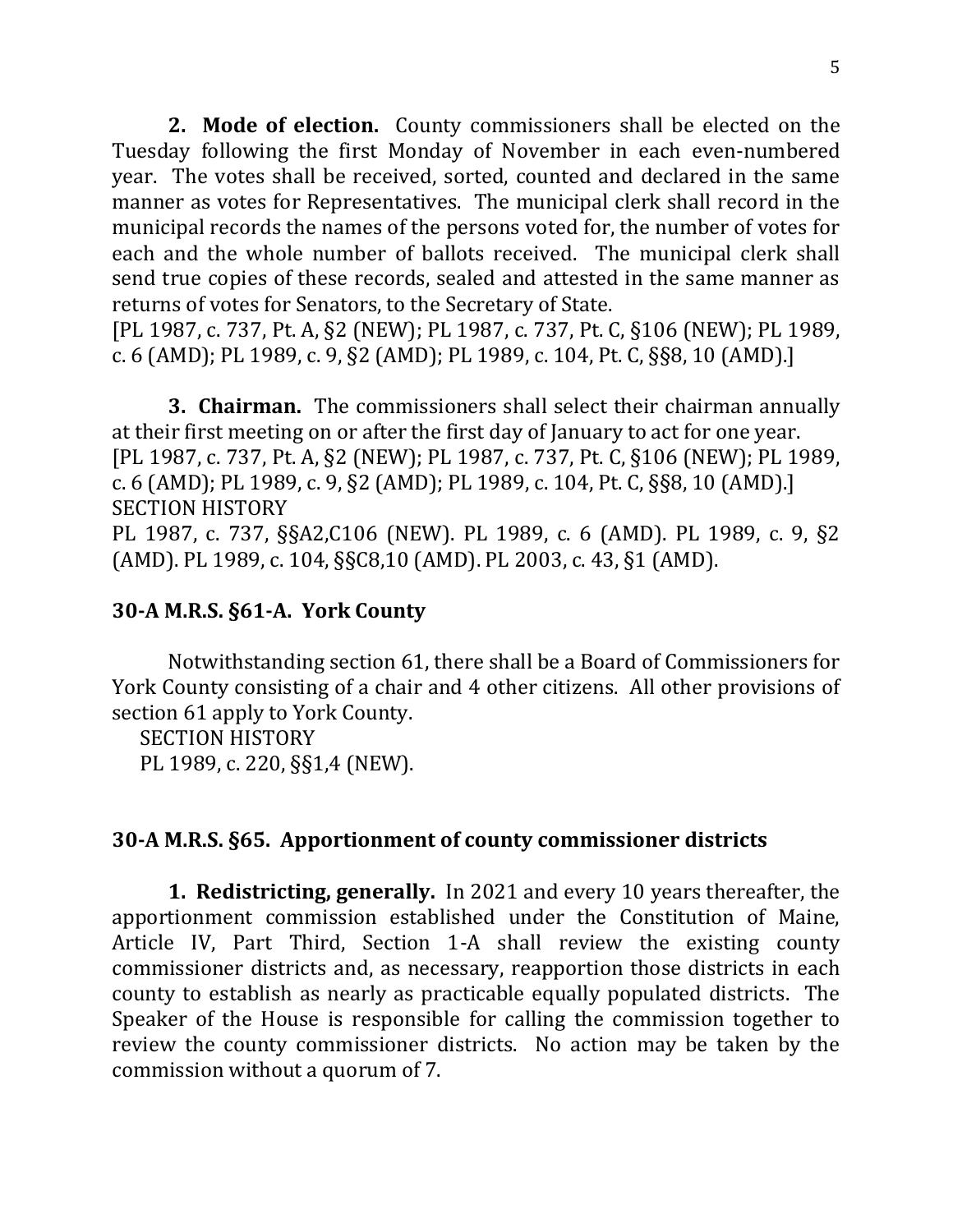**2. Mode of election.** County commissioners shall be elected on the Tuesday following the first Monday of November in each even-numbered year. The votes shall be received, sorted, counted and declared in the same manner as votes for Representatives. The municipal clerk shall record in the municipal records the names of the persons voted for, the number of votes for each and the whole number of ballots received. The municipal clerk shall send true copies of these records, sealed and attested in the same manner as returns of votes for Senators, to the Secretary of State.
[PL 1987, c. 737, Pt. A, §2 (NEW); PL 1987, c. 737, Pt. C, §106 (NEW); PL 1989, c. 6 (AMD); PL 1989, c. 9, §2 (AMD); PL 1989, c. 104, Pt. C, §§8, 10 (AMD).]

**3. Chairman.** The commissioners shall select their chairman annually at their first meeting on or after the first day of January to act for one year.
[PL 1987, c. 737, Pt. A, §2 (NEW); PL 1987, c. 737, Pt. C, §106 (NEW); PL 1989, c. 6 (AMD); PL 1989, c. 9, §2 (AMD); PL 1989, c. 104, Pt. C, §§8, 10 (AMD).]
SECTION HISTORY
PL 1987, c. 737, §§A2,C106 (NEW). PL 1989, c. 6 (AMD). PL 1989, c. 9, §2 (AMD). PL 1989, c. 104, §§C8,10 (AMD). PL 2003, c. 43, §1 (AMD).

### 30-A M.R.S. §61-A. York County

Notwithstanding section 61, there shall be a Board of Commissioners for York County consisting of a chair and 4 other citizens. All other provisions of section 61 apply to York County.
SECTION HISTORY
PL 1989, c. 220, §§1,4 (NEW).

### 30-A M.R.S. §65. Apportionment of county commissioner districts

**1. Redistricting, generally.** In 2021 and every 10 years thereafter, the apportionment commission established under the Constitution of Maine, Article IV, Part Third, Section 1-A shall review the existing county commissioner districts and, as necessary, reapportion those districts in each county to establish as nearly as practicable equally populated districts. The Speaker of the House is responsible for calling the commission together to review the county commissioner districts. No action may be taken by the commission without a quorum of 7.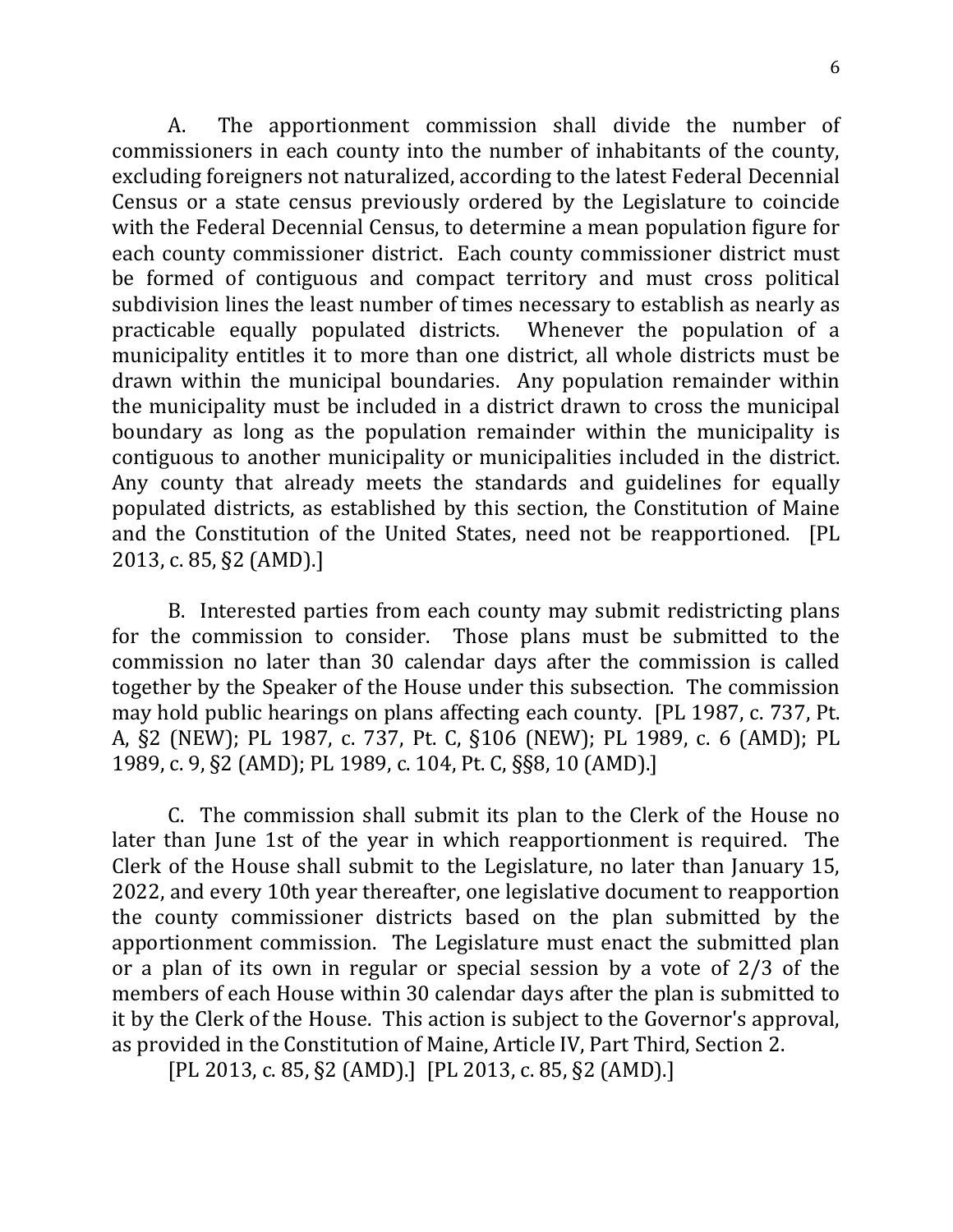A. The apportionment commission shall divide the number of commissioners in each county into the number of inhabitants of the county, excluding foreigners not naturalized, according to the latest Federal Decennial Census or a state census previously ordered by the Legislature to coincide with the Federal Decennial Census, to determine a mean population figure for each county commissioner district. Each county commissioner district must be formed of contiguous and compact territory and must cross political subdivision lines the least number of times necessary to establish as nearly as practicable equally populated districts. Whenever the population of a municipality entitles it to more than one district, all whole districts must be drawn within the municipal boundaries. Any population remainder within the municipality must be included in a district drawn to cross the municipal boundary as long as the population remainder within the municipality is contiguous to another municipality or municipalities included in the district. Any county that already meets the standards and guidelines for equally populated districts, as established by this section, the Constitution of Maine and the Constitution of the United States, need not be reapportioned. [PL 2013, c. 85, §2 (AMD).]

B. Interested parties from each county may submit redistricting plans for the commission to consider. Those plans must be submitted to the commission no later than 30 calendar days after the commission is called together by the Speaker of the House under this subsection. The commission may hold public hearings on plans affecting each county. [PL 1987, c. 737, Pt. A, §2 (NEW); PL 1987, c. 737, Pt. C, §106 (NEW); PL 1989, c. 6 (AMD); PL 1989, c. 9, §2 (AMD); PL 1989, c. 104, Pt. C, §§8, 10 (AMD).]

C. The commission shall submit its plan to the Clerk of the House no later than June 1st of the year in which reapportionment is required. The Clerk of the House shall submit to the Legislature, no later than January 15, 2022, and every 10th year thereafter, one legislative document to reapportion the county commissioner districts based on the plan submitted by the apportionment commission. The Legislature must enact the submitted plan or a plan of its own in regular or special session by a vote of 2/3 of the members of each House within 30 calendar days after the plan is submitted to it by the Clerk of the House. This action is subject to the Governor's approval, as provided in the Constitution of Maine, Article IV, Part Third, Section 2.

[PL 2013, c. 85, §2 (AMD).] [PL 2013, c. 85, §2 (AMD).]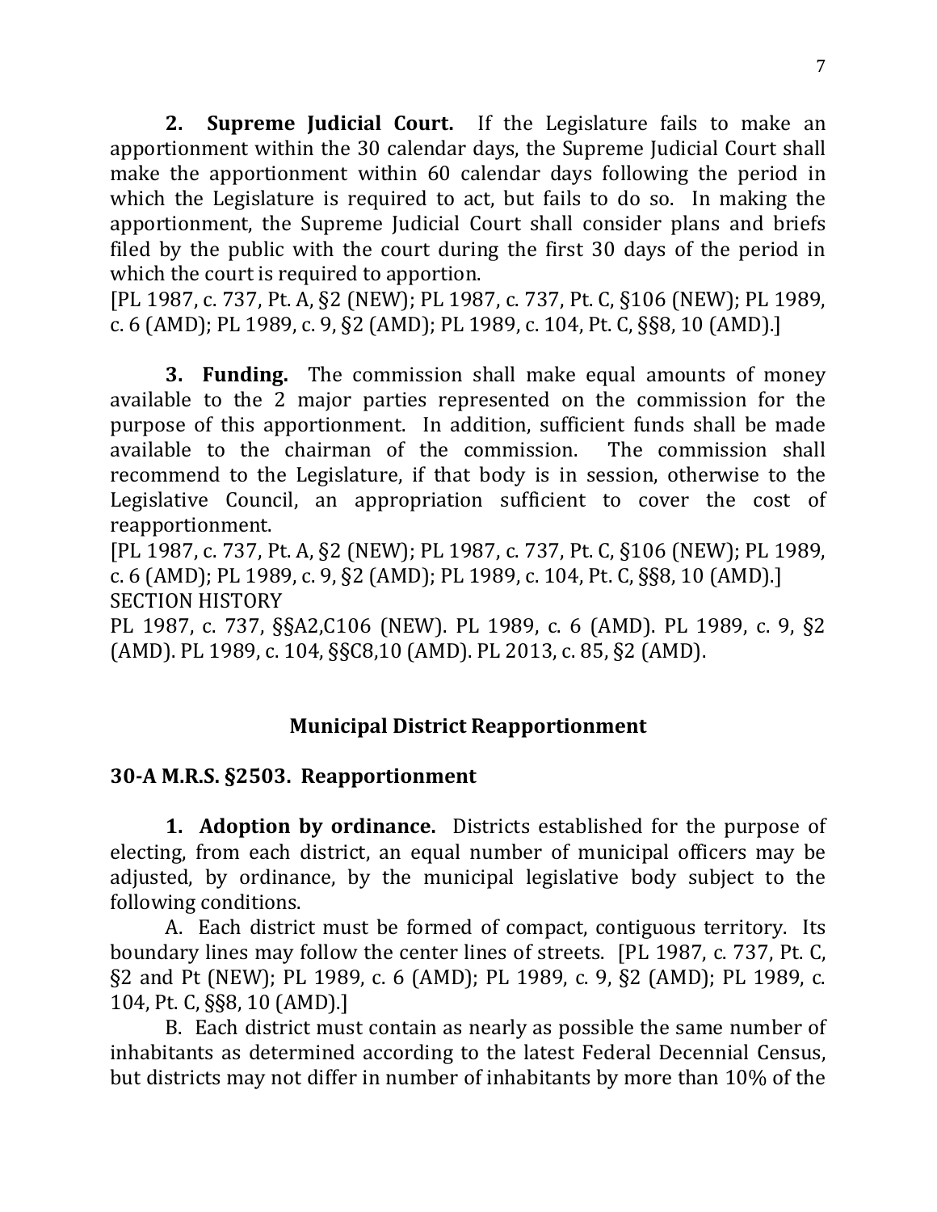**2. Supreme Judicial Court.** If the Legislature fails to make an apportionment within the 30 calendar days, the Supreme Judicial Court shall make the apportionment within 60 calendar days following the period in which the Legislature is required to act, but fails to do so. In making the apportionment, the Supreme Judicial Court shall consider plans and briefs filed by the public with the court during the first 30 days of the period in which the court is required to apportion.
[PL 1987, c. 737, Pt. A, §2 (NEW); PL 1987, c. 737, Pt. C, §106 (NEW); PL 1989, c. 6 (AMD); PL 1989, c. 9, §2 (AMD); PL 1989, c. 104, Pt. C, §§8, 10 (AMD).]

**3. Funding.** The commission shall make equal amounts of money available to the 2 major parties represented on the commission for the purpose of this apportionment. In addition, sufficient funds shall be made available to the chairman of the commission. The commission shall recommend to the Legislature, if that body is in session, otherwise to the Legislative Council, an appropriation sufficient to cover the cost of reapportionment.
[PL 1987, c. 737, Pt. A, §2 (NEW); PL 1987, c. 737, Pt. C, §106 (NEW); PL 1989, c. 6 (AMD); PL 1989, c. 9, §2 (AMD); PL 1989, c. 104, Pt. C, §§8, 10 (AMD).]
SECTION HISTORY
PL 1987, c. 737, §§A2,C106 (NEW). PL 1989, c. 6 (AMD). PL 1989, c. 9, §2 (AMD). PL 1989, c. 104, §§C8,10 (AMD). PL 2013, c. 85, §2 (AMD).

## Municipal District Reapportionment

### 30-A M.R.S. §2503. Reapportionment

**1. Adoption by ordinance.** Districts established for the purpose of electing, from each district, an equal number of municipal officers may be adjusted, by ordinance, by the municipal legislative body subject to the following conditions.

A. Each district must be formed of compact, contiguous territory. Its boundary lines may follow the center lines of streets. [PL 1987, c. 737, Pt. C, §2 and Pt (NEW); PL 1989, c. 6 (AMD); PL 1989, c. 9, §2 (AMD); PL 1989, c. 104, Pt. C, §§8, 10 (AMD).]

B. Each district must contain as nearly as possible the same number of inhabitants as determined according to the latest Federal Decennial Census, but districts may not differ in number of inhabitants by more than 10% of the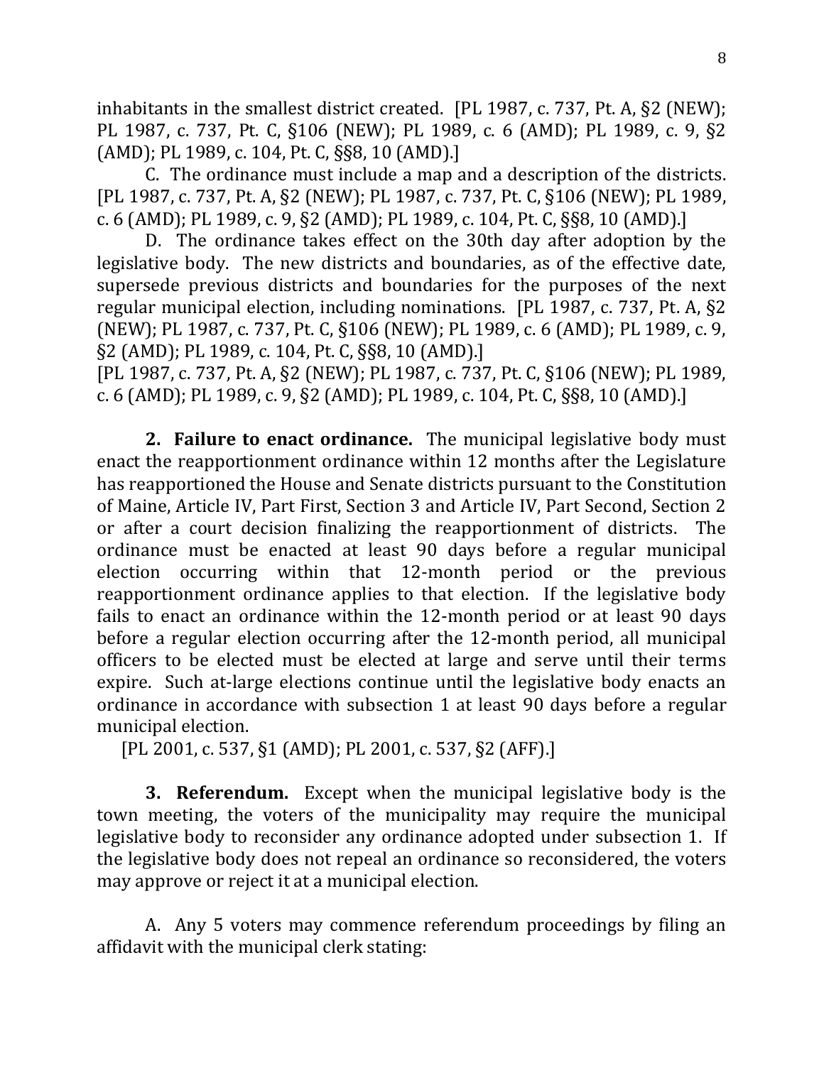inhabitants in the smallest district created. [PL 1987, c. 737, Pt. A, §2 (NEW); PL 1987, c. 737, Pt. C, §106 (NEW); PL 1989, c. 6 (AMD); PL 1989, c. 9, §2 (AMD); PL 1989, c. 104, Pt. C, §§8, 10 (AMD).]

C. The ordinance must include a map and a description of the districts. [PL 1987, c. 737, Pt. A, §2 (NEW); PL 1987, c. 737, Pt. C, §106 (NEW); PL 1989, c. 6 (AMD); PL 1989, c. 9, §2 (AMD); PL 1989, c. 104, Pt. C, §§8, 10 (AMD).]

D. The ordinance takes effect on the 30th day after adoption by the legislative body. The new districts and boundaries, as of the effective date, supersede previous districts and boundaries for the purposes of the next regular municipal election, including nominations. [PL 1987, c. 737, Pt. A, §2 (NEW); PL 1987, c. 737, Pt. C, §106 (NEW); PL 1989, c. 6 (AMD); PL 1989, c. 9, §2 (AMD); PL 1989, c. 104, Pt. C, §§8, 10 (AMD).]

[PL 1987, c. 737, Pt. A, §2 (NEW); PL 1987, c. 737, Pt. C, §106 (NEW); PL 1989, c. 6 (AMD); PL 1989, c. 9, §2 (AMD); PL 1989, c. 104, Pt. C, §§8, 10 (AMD).]

**2. Failure to enact ordinance.** The municipal legislative body must enact the reapportionment ordinance within 12 months after the Legislature has reapportioned the House and Senate districts pursuant to the Constitution of Maine, Article IV, Part First, Section 3 and Article IV, Part Second, Section 2 or after a court decision finalizing the reapportionment of districts. The ordinance must be enacted at least 90 days before a regular municipal election occurring within that 12-month period or the previous reapportionment ordinance applies to that election. If the legislative body fails to enact an ordinance within the 12-month period or at least 90 days before a regular election occurring after the 12-month period, all municipal officers to be elected must be elected at large and serve until their terms expire. Such at-large elections continue until the legislative body enacts an ordinance in accordance with subsection 1 at least 90 days before a regular municipal election.

[PL 2001, c. 537, §1 (AMD); PL 2001, c. 537, §2 (AFF).]

**3. Referendum.** Except when the municipal legislative body is the town meeting, the voters of the municipality may require the municipal legislative body to reconsider any ordinance adopted under subsection 1. If the legislative body does not repeal an ordinance so reconsidered, the voters may approve or reject it at a municipal election.

A. Any 5 voters may commence referendum proceedings by filing an affidavit with the municipal clerk stating: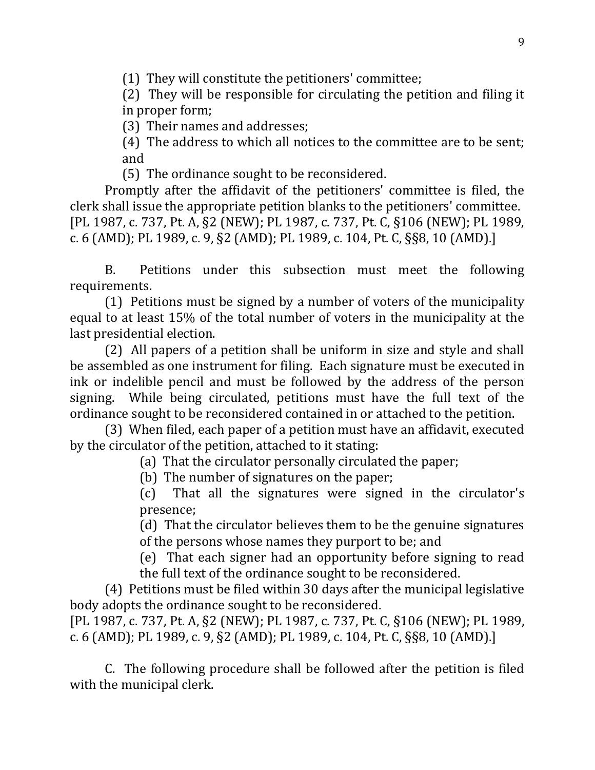(1) They will constitute the petitioners' committee;

(2) They will be responsible for circulating the petition and filing it in proper form;

(3) Their names and addresses;

(4) The address to which all notices to the committee are to be sent; and

(5) The ordinance sought to be reconsidered.

Promptly after the affidavit of the petitioners' committee is filed, the clerk shall issue the appropriate petition blanks to the petitioners' committee. [PL 1987, c. 737, Pt. A, §2 (NEW); PL 1987, c. 737, Pt. C, §106 (NEW); PL 1989, c. 6 (AMD); PL 1989, c. 9, §2 (AMD); PL 1989, c. 104, Pt. C, §§8, 10 (AMD).]

B. Petitions under this subsection must meet the following requirements.

(1) Petitions must be signed by a number of voters of the municipality equal to at least 15% of the total number of voters in the municipality at the last presidential election.

(2) All papers of a petition shall be uniform in size and style and shall be assembled as one instrument for filing. Each signature must be executed in ink or indelible pencil and must be followed by the address of the person signing. While being circulated, petitions must have the full text of the ordinance sought to be reconsidered contained in or attached to the petition.

(3) When filed, each paper of a petition must have an affidavit, executed by the circulator of the petition, attached to it stating:

(a) That the circulator personally circulated the paper;

(b) The number of signatures on the paper;

(c) That all the signatures were signed in the circulator's presence;

(d) That the circulator believes them to be the genuine signatures of the persons whose names they purport to be; and

(e) That each signer had an opportunity before signing to read the full text of the ordinance sought to be reconsidered.

(4) Petitions must be filed within 30 days after the municipal legislative body adopts the ordinance sought to be reconsidered.

[PL 1987, c. 737, Pt. A, §2 (NEW); PL 1987, c. 737, Pt. C, §106 (NEW); PL 1989, c. 6 (AMD); PL 1989, c. 9, §2 (AMD); PL 1989, c. 104, Pt. C, §§8, 10 (AMD).]

C. The following procedure shall be followed after the petition is filed with the municipal clerk.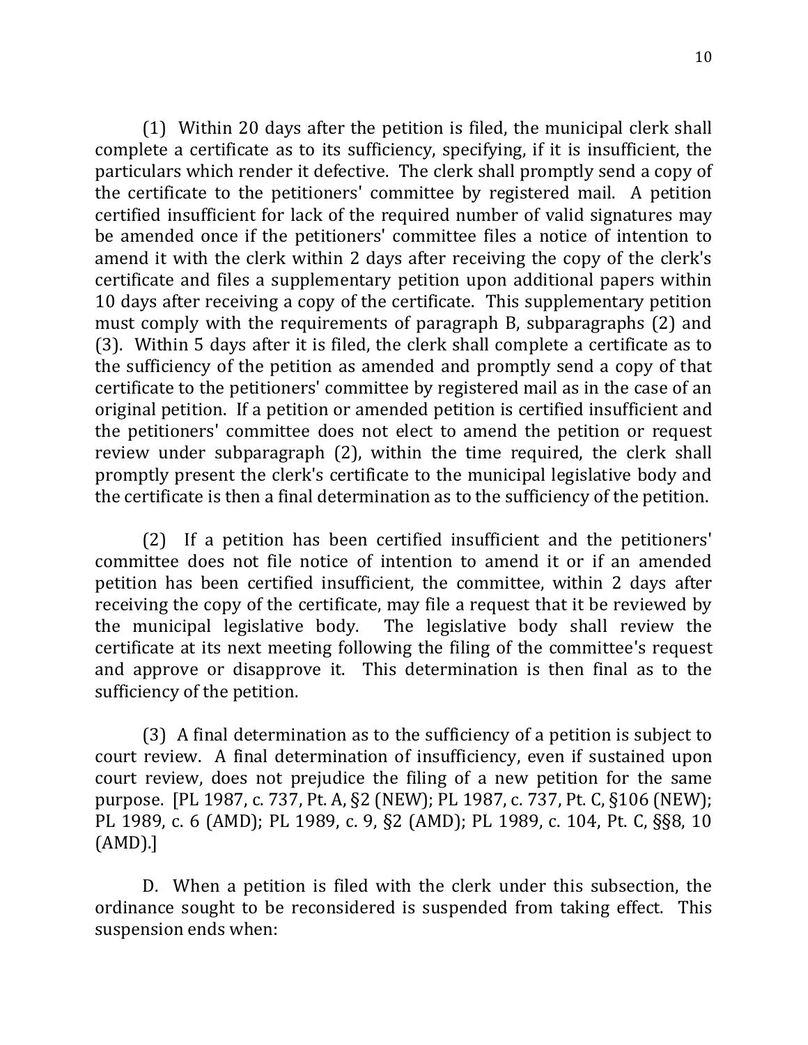(1) Within 20 days after the petition is filed, the municipal clerk shall complete a certificate as to its sufficiency, specifying, if it is insufficient, the particulars which render it defective. The clerk shall promptly send a copy of the certificate to the petitioners' committee by registered mail. A petition certified insufficient for lack of the required number of valid signatures may be amended once if the petitioners' committee files a notice of intention to amend it with the clerk within 2 days after receiving the copy of the clerk's certificate and files a supplementary petition upon additional papers within 10 days after receiving a copy of the certificate. This supplementary petition must comply with the requirements of paragraph B, subparagraphs (2) and (3). Within 5 days after it is filed, the clerk shall complete a certificate as to the sufficiency of the petition as amended and promptly send a copy of that certificate to the petitioners' committee by registered mail as in the case of an original petition. If a petition or amended petition is certified insufficient and the petitioners' committee does not elect to amend the petition or request review under subparagraph (2), within the time required, the clerk shall promptly present the clerk's certificate to the municipal legislative body and the certificate is then a final determination as to the sufficiency of the petition.

(2) If a petition has been certified insufficient and the petitioners' committee does not file notice of intention to amend it or if an amended petition has been certified insufficient, the committee, within 2 days after receiving the copy of the certificate, may file a request that it be reviewed by the municipal legislative body. The legislative body shall review the certificate at its next meeting following the filing of the committee's request and approve or disapprove it. This determination is then final as to the sufficiency of the petition.

(3) A final determination as to the sufficiency of a petition is subject to court review. A final determination of insufficiency, even if sustained upon court review, does not prejudice the filing of a new petition for the same purpose. [PL 1987, c. 737, Pt. A, §2 (NEW); PL 1987, c. 737, Pt. C, §106 (NEW); PL 1989, c. 6 (AMD); PL 1989, c. 9, §2 (AMD); PL 1989, c. 104, Pt. C, §§8, 10 (AMD).]

D. When a petition is filed with the clerk under this subsection, the ordinance sought to be reconsidered is suspended from taking effect. This suspension ends when: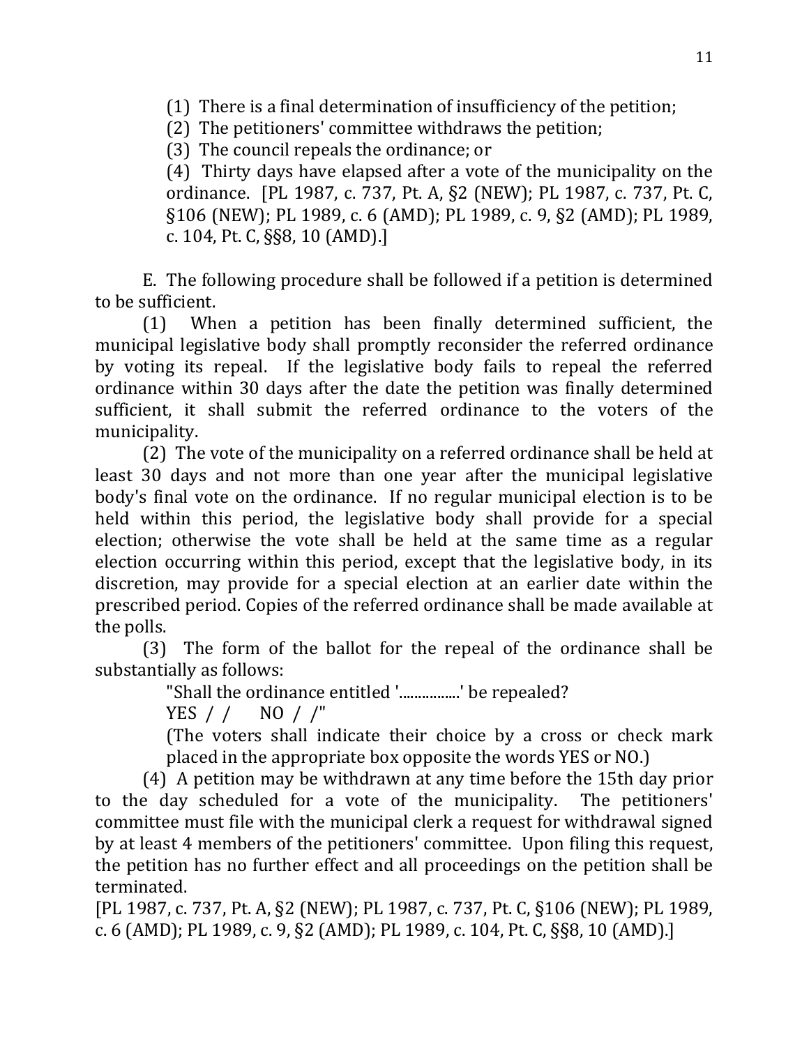(1) There is a final determination of insufficiency of the petition;

(2) The petitioners' committee withdraws the petition;

(3) The council repeals the ordinance; or

(4) Thirty days have elapsed after a vote of the municipality on the ordinance. [PL 1987, c. 737, Pt. A, §2 (NEW); PL 1987, c. 737, Pt. C, §106 (NEW); PL 1989, c. 6 (AMD); PL 1989, c. 9, §2 (AMD); PL 1989, c. 104, Pt. C, §§8, 10 (AMD).]

E. The following procedure shall be followed if a petition is determined to be sufficient.

(1) When a petition has been finally determined sufficient, the municipal legislative body shall promptly reconsider the referred ordinance by voting its repeal. If the legislative body fails to repeal the referred ordinance within 30 days after the date the petition was finally determined sufficient, it shall submit the referred ordinance to the voters of the municipality.

(2) The vote of the municipality on a referred ordinance shall be held at least 30 days and not more than one year after the municipal legislative body's final vote on the ordinance. If no regular municipal election is to be held within this period, the legislative body shall provide for a special election; otherwise the vote shall be held at the same time as a regular election occurring within this period, except that the legislative body, in its discretion, may provide for a special election at an earlier date within the prescribed period. Copies of the referred ordinance shall be made available at the polls.

(3) The form of the ballot for the repeal of the ordinance shall be substantially as follows:

> "Shall the ordinance entitled '...............' be repealed?
>
> YES / / NO / /"
>
> (The voters shall indicate their choice by a cross or check mark placed in the appropriate box opposite the words YES or NO.)

(4) A petition may be withdrawn at any time before the 15th day prior to the day scheduled for a vote of the municipality. The petitioners' committee must file with the municipal clerk a request for withdrawal signed by at least 4 members of the petitioners' committee. Upon filing this request, the petition has no further effect and all proceedings on the petition shall be terminated.

[PL 1987, c. 737, Pt. A, §2 (NEW); PL 1987, c. 737, Pt. C, §106 (NEW); PL 1989, c. 6 (AMD); PL 1989, c. 9, §2 (AMD); PL 1989, c. 104, Pt. C, §§8, 10 (AMD).]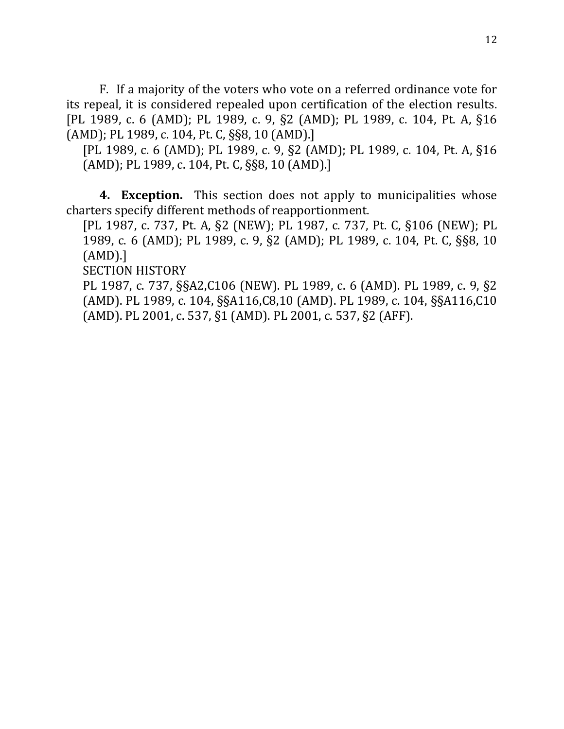F. If a majority of the voters who vote on a referred ordinance vote for its repeal, it is considered repealed upon certification of the election results. [PL 1989, c. 6 (AMD); PL 1989, c. 9, §2 (AMD); PL 1989, c. 104, Pt. A, §16 (AMD); PL 1989, c. 104, Pt. C, §§8, 10 (AMD).]

[PL 1989, c. 6 (AMD); PL 1989, c. 9, §2 (AMD); PL 1989, c. 104, Pt. A, §16 (AMD); PL 1989, c. 104, Pt. C, §§8, 10 (AMD).]

**4. Exception.** This section does not apply to municipalities whose charters specify different methods of reapportionment.

[PL 1987, c. 737, Pt. A, §2 (NEW); PL 1987, c. 737, Pt. C, §106 (NEW); PL 1989, c. 6 (AMD); PL 1989, c. 9, §2 (AMD); PL 1989, c. 104, Pt. C, §§8, 10 (AMD).]

SECTION HISTORY

PL 1987, c. 737, §§A2,C106 (NEW). PL 1989, c. 6 (AMD). PL 1989, c. 9, §2 (AMD). PL 1989, c. 104, §§A116,C8,10 (AMD). PL 1989, c. 104, §§A116,C10 (AMD). PL 2001, c. 537, §1 (AMD). PL 2001, c. 537, §2 (AFF).